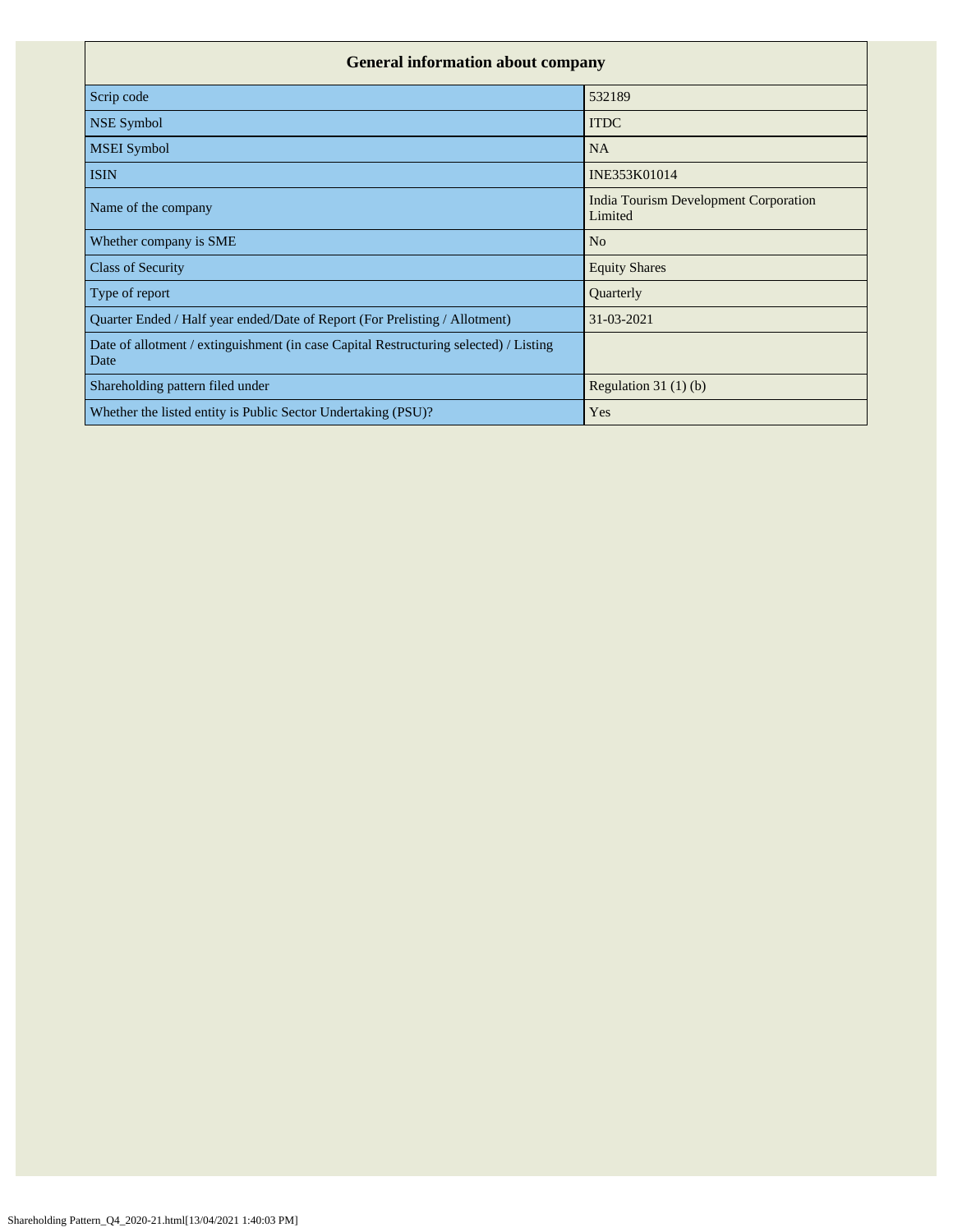| General information about company | |
|---|---|
| Scrip code | 532189 |
| NSE Symbol | ITDC |
| MSEI Symbol | NA |
| ISIN | INE353K01014 |
| Name of the company | India Tourism Development Corporation Limited |
| Whether company is SME | No |
| Class of Security | Equity Shares |
| Type of report | Quarterly |
| Quarter Ended / Half year ended/Date of Report (For Prelisting / Allotment) | 31-03-2021 |
| Date of allotment / extinguishment (in case Capital Restructuring selected) / Listing Date | |
| Shareholding pattern filed under | Regulation 31 (1) (b) |
| Whether the listed entity is Public Sector Undertaking (PSU)? | Yes |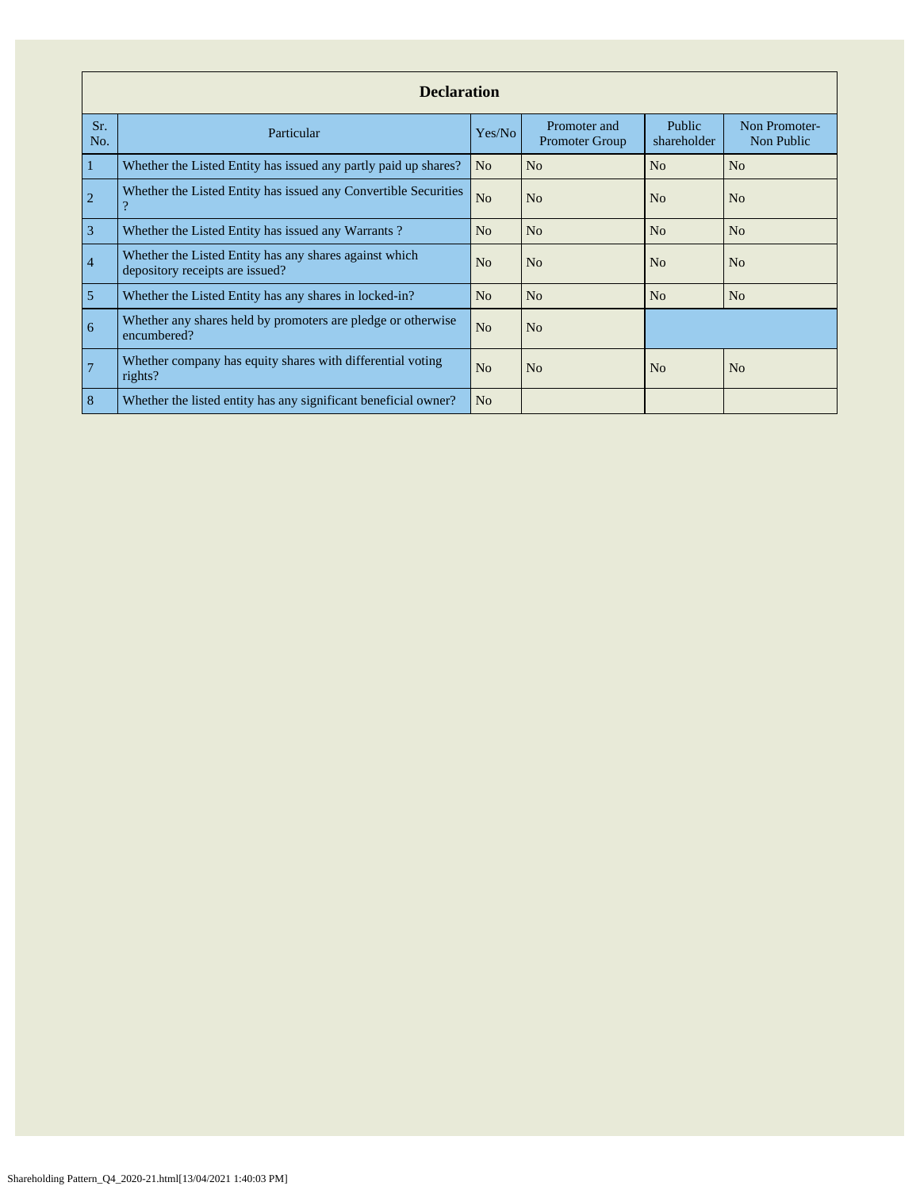| Declaration | | | | | |
|---|---|---|---|---|---|
| Sr. No. | Particular | Yes/No | Promoter and Promoter Group | Public shareholder | Non Promoter- Non Public |
| 1 | Whether the Listed Entity has issued any partly paid up shares? | No | No | No | No |
| 2 | Whether the Listed Entity has issued any Convertible Securities ? | No | No | No | No |
| 3 | Whether the Listed Entity has issued any Warrants ? | No | No | No | No |
| 4 | Whether the Listed Entity has any shares against which depository receipts are issued? | No | No | No | No |
| 5 | Whether the Listed Entity has any shares in locked-in? | No | No | No | No |
| 6 | Whether any shares held by promoters are pledge or otherwise encumbered? | No | No | | |
| 7 | Whether company has equity shares with differential voting rights? | No | No | No | No |
| 8 | Whether the listed entity has any significant beneficial owner? | No | | | |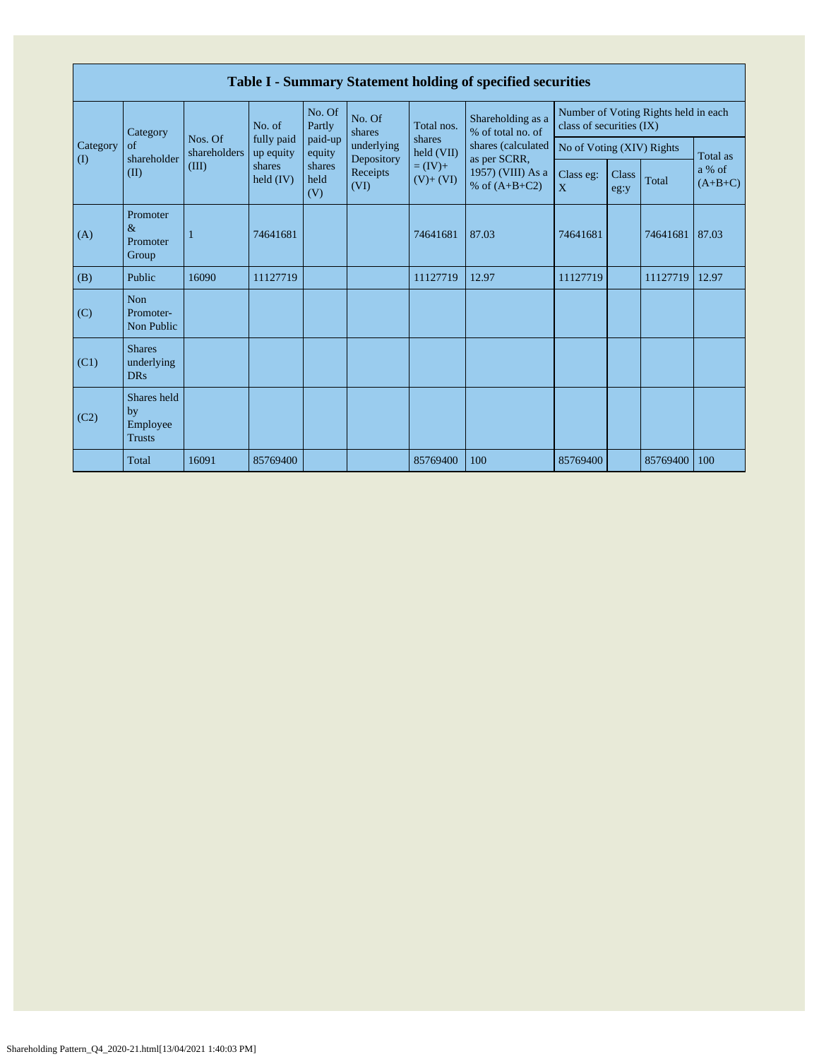## Table I - Summary Statement holding of specified securities

| Category (I) | Category of shareholder (II) | Nos. Of shareholders (III) | No. of fully paid up equity shares held (IV) | No. Of Partly paid-up equity shares held (V) | No. Of shares underlying Depository Receipts (VI) | Total nos. shares held (VII) = (IV)+ (V)+ (VI) | Shareholding as a % of total no. of shares (calculated as per SCRR, 1957) (VIII) As a % of (A+B+C2) | Number of Voting Rights held in each class of securities (IX) | | | |
|---|---|---|---|---|---|---|---|---|---|---|---|
| | | | | | | | | No of Voting (XIV) Rights | | | Total as a % of (A+B+C) |
| | | | | | | | | Class eg: X | Class eg:y | Total | |
| (A) | Promoter & Promoter Group | 1 | 74641681 | | | 74641681 | 87.03 | 74641681 | | 74641681 | 87.03 |
| (B) | Public | 16090 | 11127719 | | | 11127719 | 12.97 | 11127719 | | 11127719 | 12.97 |
| (C) | Non Promoter- Non Public | | | | | | | | | | |
| (C1) | Shares underlying DRs | | | | | | | | | | |
| (C2) | Shares held by Employee Trusts | | | | | | | | | | |
| | Total | 16091 | 85769400 | | | 85769400 | 100 | 85769400 | | 85769400 | 100 |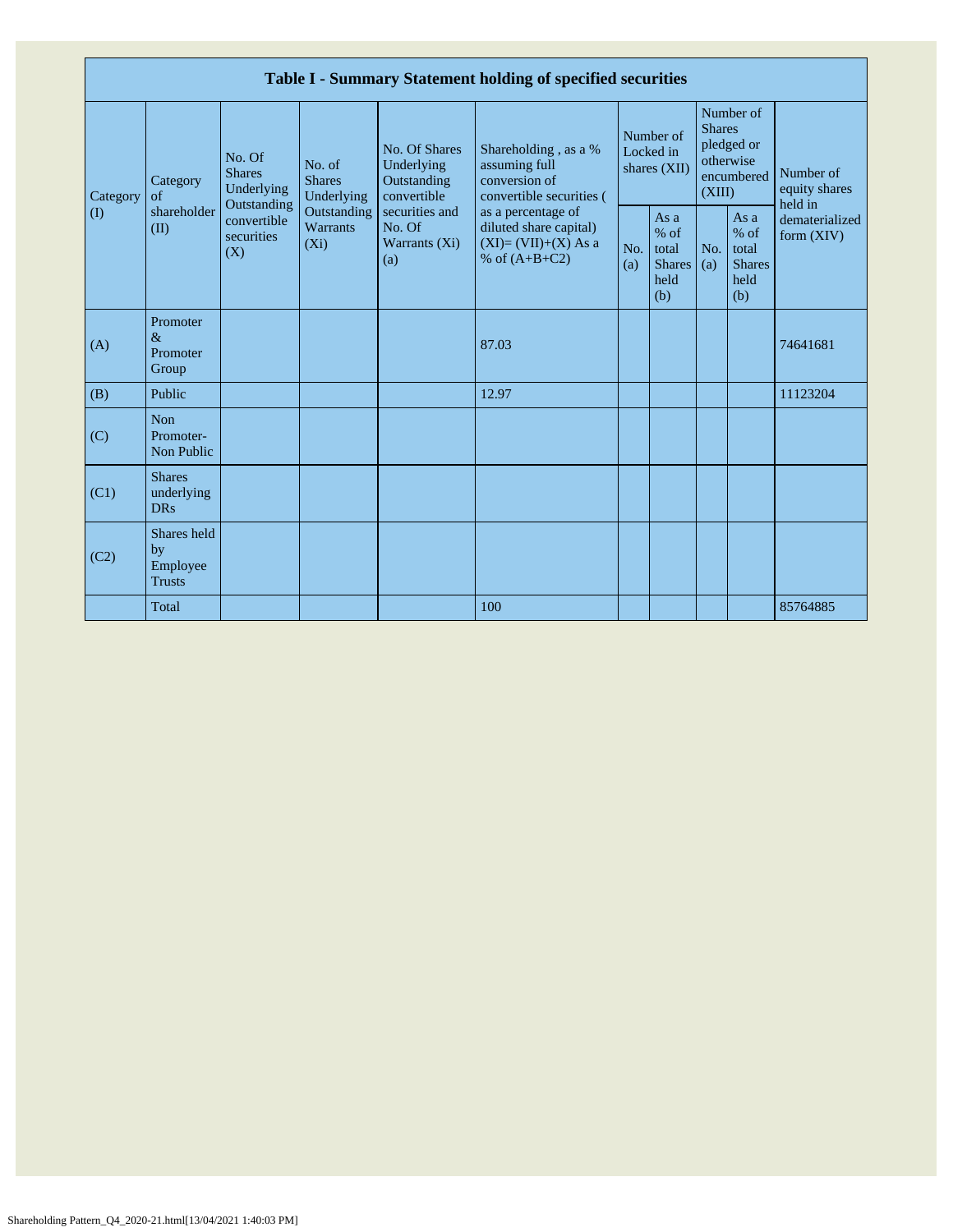| Table I - Summary Statement holding of specified securities | | | | | | | | | | |
|---|---|---|---|---|---|---|---|---|---|---|
| Category (I) | Category of shareholder (II) | No. Of Shares Underlying Outstanding convertible securities (X) | No. of Shares Underlying Outstanding Warrants (Xi) | No. Of Shares Underlying Outstanding convertible securities and No. Of Warrants (Xi) (a) | Shareholding , as a % assuming full conversion of convertible securities ( as a percentage of diluted share capital) (XI)= (VII)+(X) As a % of (A+B+C2) | Number of Locked in shares (XII) | | Number of Shares pledged or otherwise encumbered (XIII) | | Number of equity shares held in dematerialized form (XIV) |
| | | | | | | No. (a) | As a % of total Shares held (b) | No. (a) | As a % of total Shares held (b) | |
| (A) | Promoter & Promoter Group | | | | 87.03 | | | | | 74641681 |
| (B) | Public | | | | 12.97 | | | | | 11123204 |
| (C) | Non Promoter- Non Public | | | | | | | | | |
| (C1) | Shares underlying DRs | | | | | | | | | |
| (C2) | Shares held by Employee Trusts | | | | | | | | | |
| | Total | | | | 100 | | | | | 85764885 |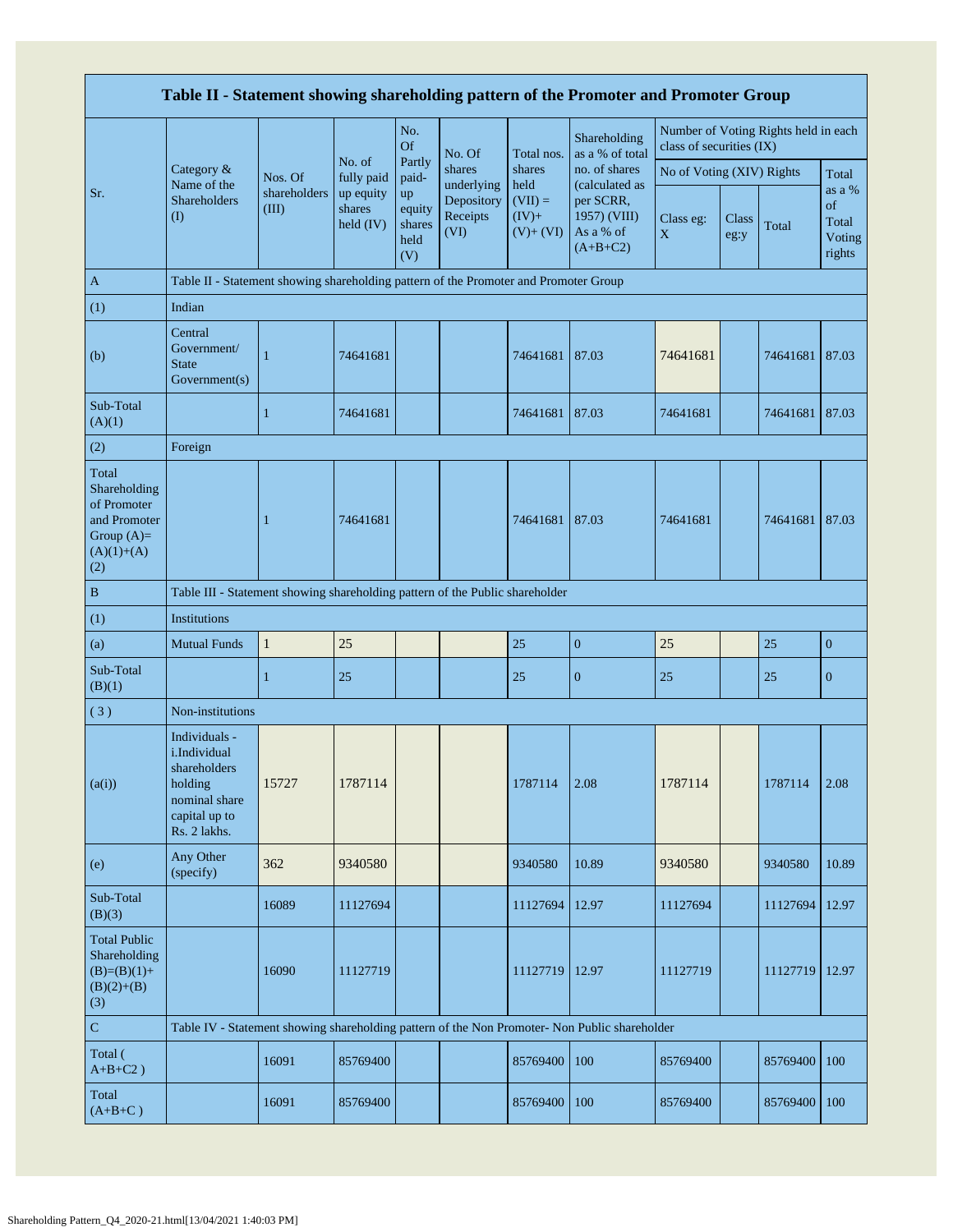| Table II - Statement showing shareholding pattern of the Promoter and Promoter Group | | | | | | | | | | | |
|---|---|---|---|---|---|---|---|---|---|---|---|
| Sr. | Category & Name of the Shareholders (I) | Nos. Of shareholders (III) | No. of fully paid up equity shares held (IV) | No. Of Partly paid-up equity shares held (V) | No. Of shares underlying Depository Receipts (VI) | Total nos. shares held (VII) = (IV)+ (V)+ (VI) | Shareholding as a % of total no. of shares (calculated as per SCRR, 1957) (VIII) As a % of (A+B+C2) | Number of Voting Rights held in each class of securities (IX) | | | |
| | | | | | | | | No of Voting (XIV) Rights | | | Total as a % of Total Voting rights |
| | | | | | | | | Class eg: X | Class eg:y | Total | |
| A | Table II - Statement showing shareholding pattern of the Promoter and Promoter Group | | | | | | | | | | |
| (1) | Indian | | | | | | | | | | |
| (b) | Central Government/ State Government(s) | 1 | 74641681 | | | 74641681 | 87.03 | 74641681 | | 74641681 | 87.03 |
| Sub-Total (A)(1) | | 1 | 74641681 | | | 74641681 | 87.03 | 74641681 | | 74641681 | 87.03 |
| (2) | Foreign | | | | | | | | | | |
| Total Shareholding of Promoter and Promoter Group (A)= (A)(1)+(A)(2) | | 1 | 74641681 | | | 74641681 | 87.03 | 74641681 | | 74641681 | 87.03 |
| B | Table III - Statement showing shareholding pattern of the Public shareholder | | | | | | | | | | |
| (1) | Institutions | | | | | | | | | | |
| (a) | Mutual Funds | 1 | 25 | | | 25 | 0 | 25 | | 25 | 0 |
| Sub-Total (B)(1) | | 1 | 25 | | | 25 | 0 | 25 | | 25 | 0 |
| (3) | Non-institutions | | | | | | | | | | |
| (a(i)) | Individuals - i.Individual shareholders holding nominal share capital up to Rs. 2 lakhs. | 15727 | 1787114 | | | 1787114 | 2.08 | 1787114 | | 1787114 | 2.08 |
| (e) | Any Other (specify) | 362 | 9340580 | | | 9340580 | 10.89 | 9340580 | | 9340580 | 10.89 |
| Sub-Total (B)(3) | | 16089 | 11127694 | | | 11127694 | 12.97 | 11127694 | | 11127694 | 12.97 |
| Total Public Shareholding (B)=(B)(1)+(B)(2)+(B)(3) | | 16090 | 11127719 | | | 11127719 | 12.97 | 11127719 | | 11127719 | 12.97 |
| C | Table IV - Statement showing shareholding pattern of the Non Promoter- Non Public shareholder | | | | | | | | | | |
| Total ( A+B+C2 ) | | 16091 | 85769400 | | | 85769400 | 100 | 85769400 | | 85769400 | 100 |
| Total (A+B+C ) | | 16091 | 85769400 | | | 85769400 | 100 | 85769400 | | 85769400 | 100 |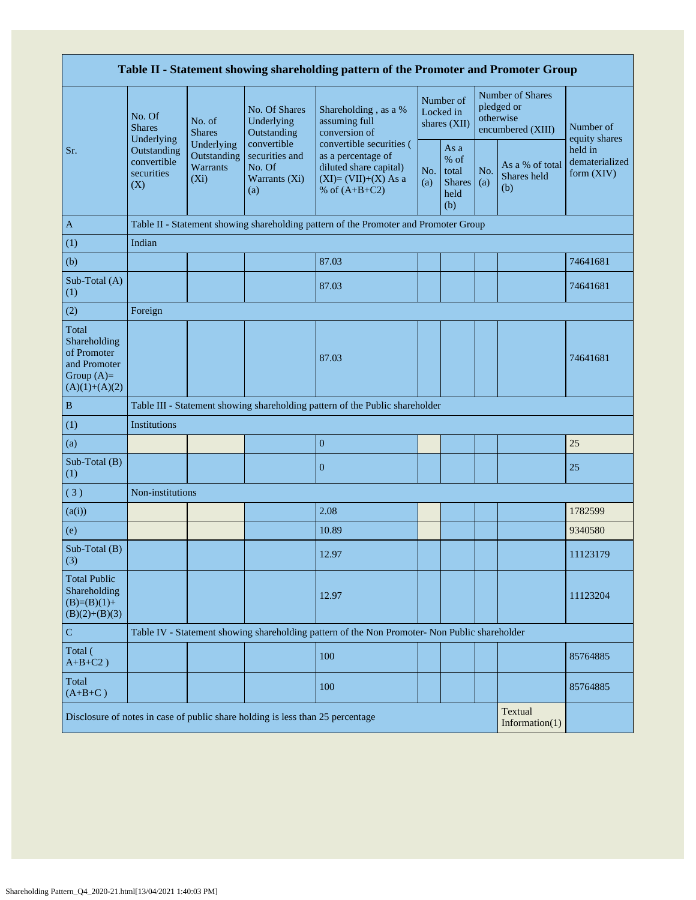| Table II - Statement showing shareholding pattern of the Promoter and Promoter Group | | | | | | | | | |
|---|---|---|---|---|---|---|---|---|---|
| Sr. | No. Of Shares Underlying Outstanding convertible securities (X) | No. of Shares Underlying Outstanding Warrants (Xi) | No. Of Shares Underlying Outstanding convertible securities and No. Of Warrants (Xi) (a) | Shareholding , as a % assuming full conversion of convertible securities ( as a percentage of diluted share capital) (XI)= (VII)+(X) As a % of (A+B+C2) | Number of Locked in shares (XII) | | Number of Shares pledged or otherwise encumbered (XIII) | | Number of equity shares held in dematerialized form (XIV) |
| | | | | | No. (a) | As a % of total Shares held (b) | No. (a) | As a % of total Shares held (b) | |
| A | Table II - Statement showing shareholding pattern of the Promoter and Promoter Group | | | | | | | | |
| (1) | Indian | | | | | | | | |
| (b) | | | | 87.03 | | | | | 74641681 |
| Sub-Total (A) (1) | | | | 87.03 | | | | | 74641681 |
| (2) | Foreign | | | | | | | | |
| Total Shareholding of Promoter and Promoter Group (A)= (A)(1)+(A)(2) | | | | 87.03 | | | | | 74641681 |
| B | Table III - Statement showing shareholding pattern of the Public shareholder | | | | | | | | |
| (1) | Institutions | | | | | | | | |
| (a) | | | | 0 | | | | | 25 |
| Sub-Total (B) (1) | | | | 0 | | | | | 25 |
| ( 3 ) | Non-institutions | | | | | | | | |
| (a(i)) | | | | 2.08 | | | | | 1782599 |
| (e) | | | | 10.89 | | | | | 9340580 |
| Sub-Total (B) (3) | | | | 12.97 | | | | | 11123179 |
| Total Public Shareholding (B)=(B)(1)+ (B)(2)+(B)(3) | | | | 12.97 | | | | | 11123204 |
| C | Table IV - Statement showing shareholding pattern of the Non Promoter- Non Public shareholder | | | | | | | | |
| Total ( A+B+C2 ) | | | | 100 | | | | | 85764885 |
| Total (A+B+C ) | | | | 100 | | | | | 85764885 |
| Disclosure of notes in case of public share holding is less than 25 percentage | | | | | | | | Textual Information(1) | |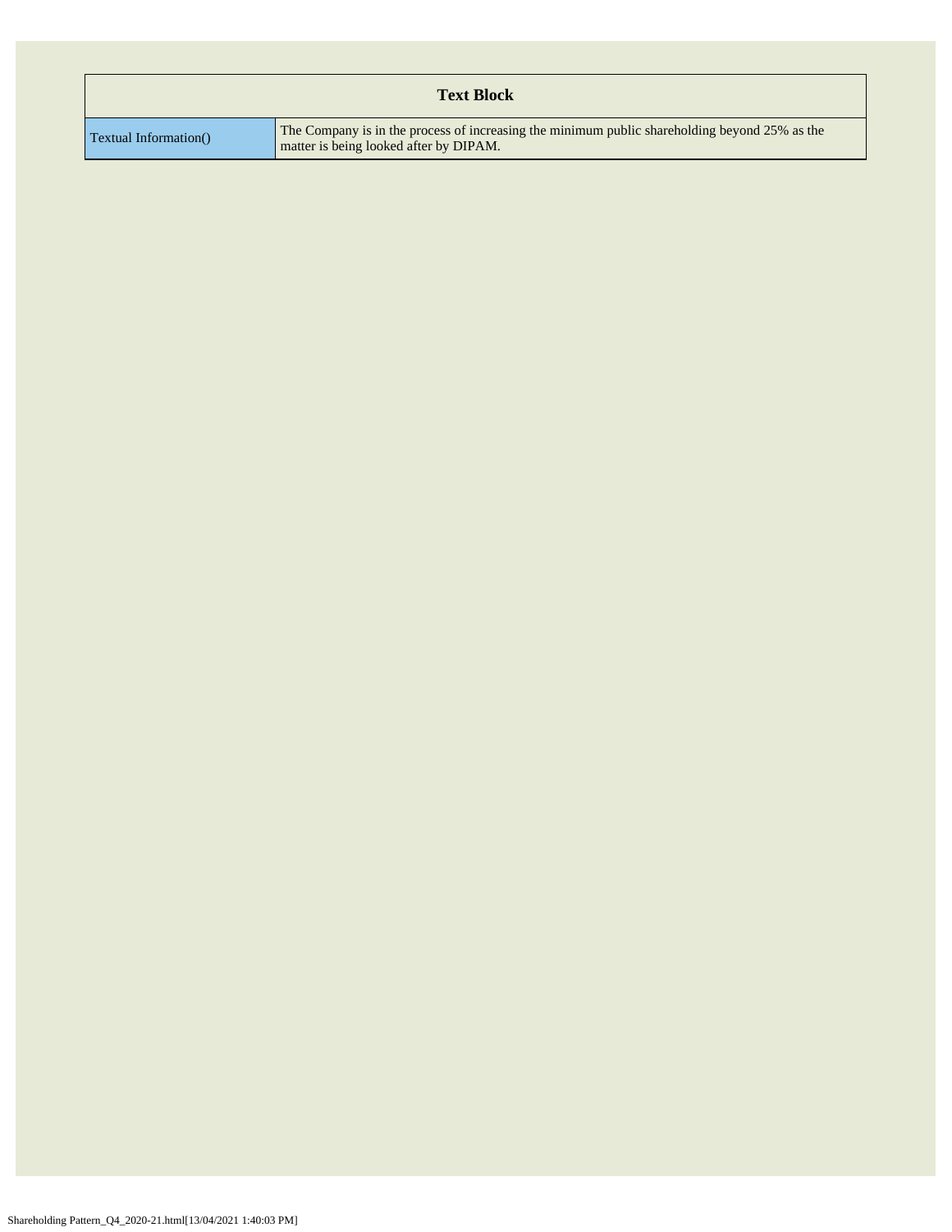| Text Block | |
|---|---|
| Textual Information() | The Company is in the process of increasing the minimum public shareholding beyond 25% as the matter is being looked after by DIPAM. |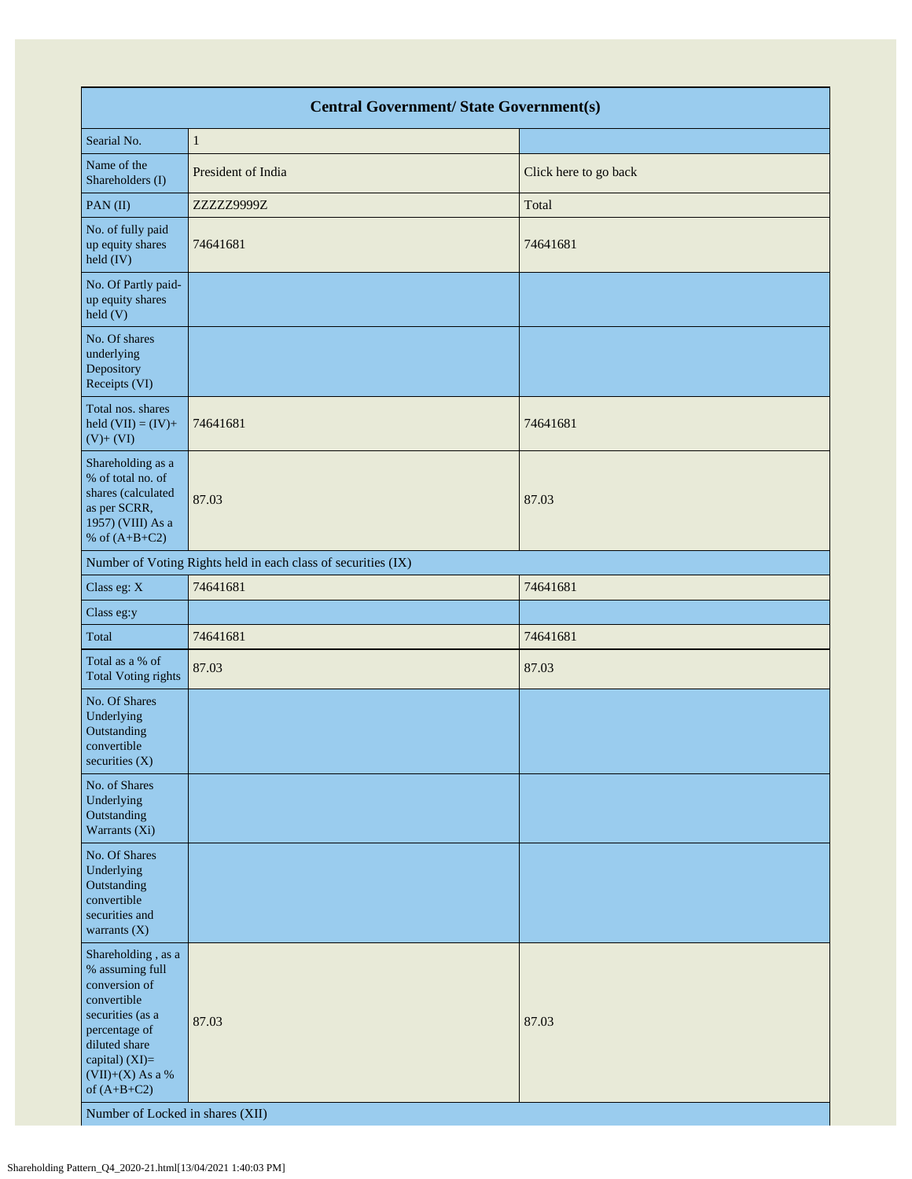| Central Government/ State Government(s) | | |
|---|---|---|
| Searial No. | 1 | |
| Name of the Shareholders (I) | President of India | Click here to go back |
| PAN (II) | ZZZZZ9999Z | Total |
| No. of fully paid up equity shares held (IV) | 74641681 | 74641681 |
| No. Of Partly paid-up equity shares held (V) | | |
| No. Of shares underlying Depository Receipts (VI) | | |
| Total nos. shares held (VII) = (IV)+ (V)+ (VI) | 74641681 | 74641681 |
| Shareholding as a % of total no. of shares (calculated as per SCRR, 1957) (VIII) As a % of (A+B+C2) | 87.03 | 87.03 |
| Number of Voting Rights held in each class of securities (IX) | | |
| Class eg: X | 74641681 | 74641681 |
| Class eg:y | | |
| Total | 74641681 | 74641681 |
| Total as a % of Total Voting rights | 87.03 | 87.03 |
| No. Of Shares Underlying Outstanding convertible securities (X) | | |
| No. of Shares Underlying Outstanding Warrants (Xi) | | |
| No. Of Shares Underlying Outstanding convertible securities and warrants (X) | | |
| Shareholding , as a % assuming full conversion of convertible securities (as a percentage of diluted share capital) (XI)= (VII)+(X) As a % of (A+B+C2) | 87.03 | 87.03 |
| Number of Locked in shares (XII) | | |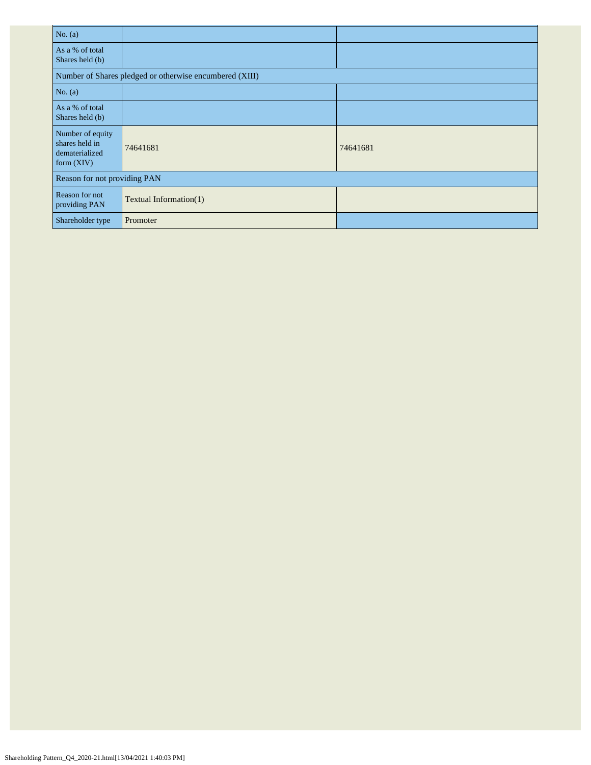| No. (a) | | |
|---|---|---|
| As a % of total Shares held (b) | | |
| Number of Shares pledged or otherwise encumbered (XIII) | | |
| No. (a) | | |
| As a % of total Shares held (b) | | |
| Number of equity shares held in dematerialized form (XIV) | 74641681 | 74641681 |
| Reason for not providing PAN | | |
| Reason for not providing PAN | Textual Information(1) | |
| Shareholder type | Promoter | |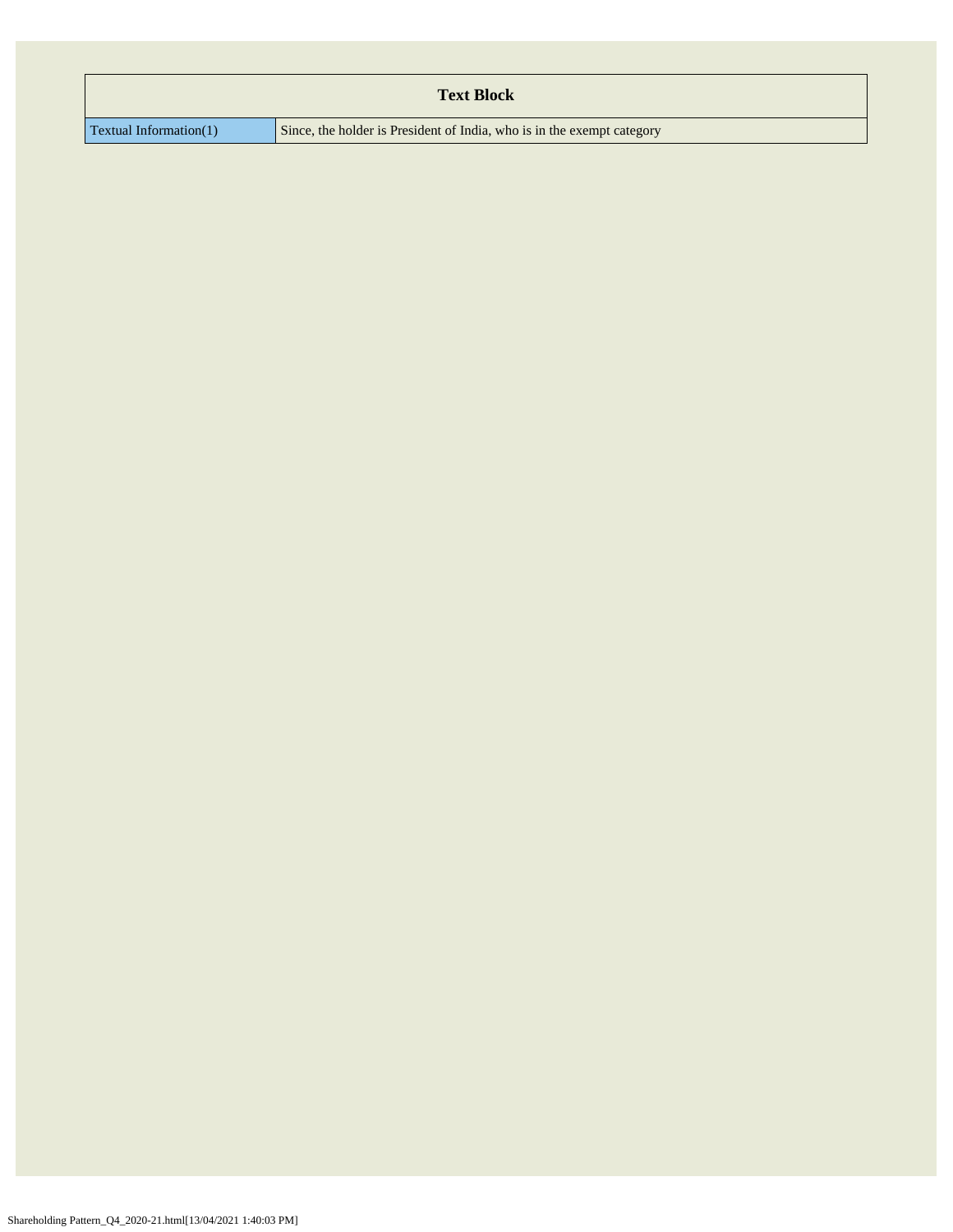| Text Block | |
|---|---|
| Textual Information(1) | Since, the holder is President of India, who is in the exempt category |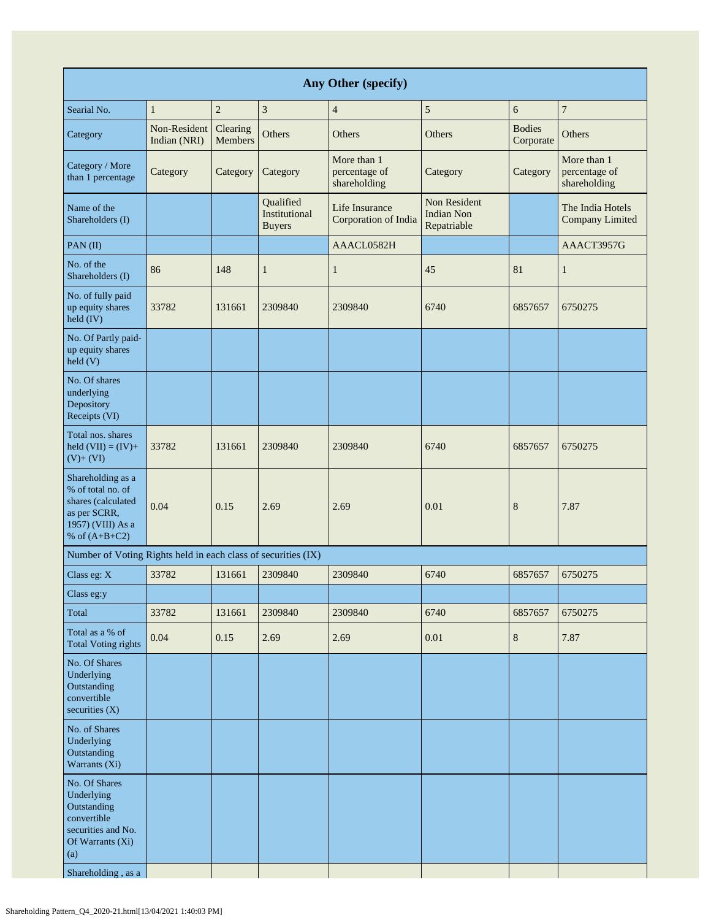| Any Other (specify) | | | | | | | |
|---|---|---|---|---|---|---|---|
| Searial No. | 1 | 2 | 3 | 4 | 5 | 6 | 7 |
| Category | Non-Resident Indian (NRI) | Clearing Members | Others | Others | Others | Bodies Corporate | Others |
| Category / More than 1 percentage | Category | Category | Category | More than 1 percentage of shareholding | Category | Category | More than 1 percentage of shareholding |
| Name of the Shareholders (I) | | | Qualified Institutional Buyers | Life Insurance Corporation of India | Non Resident Indian Non Repatriable | | The India Hotels Company Limited |
| PAN (II) | | | | AAACL0582H | | | AAACT3957G |
| No. of the Shareholders (I) | 86 | 148 | 1 | 1 | 45 | 81 | 1 |
| No. of fully paid up equity shares held (IV) | 33782 | 131661 | 2309840 | 2309840 | 6740 | 6857657 | 6750275 |
| No. Of Partly paid-up equity shares held (V) | | | | | | | |
| No. Of shares underlying Depository Receipts (VI) | | | | | | | |
| Total nos. shares held (VII) = (IV)+ (V)+ (VI) | 33782 | 131661 | 2309840 | 2309840 | 6740 | 6857657 | 6750275 |
| Shareholding as a % of total no. of shares (calculated as per SCRR, 1957) (VIII) As a % of (A+B+C2) | 0.04 | 0.15 | 2.69 | 2.69 | 0.01 | 8 | 7.87 |
| Number of Voting Rights held in each class of securities (IX) | | | | | | | |
| Class eg: X | 33782 | 131661 | 2309840 | 2309840 | 6740 | 6857657 | 6750275 |
| Class eg:y | | | | | | | |
| Total | 33782 | 131661 | 2309840 | 2309840 | 6740 | 6857657 | 6750275 |
| Total as a % of Total Voting rights | 0.04 | 0.15 | 2.69 | 2.69 | 0.01 | 8 | 7.87 |
| No. Of Shares Underlying Outstanding convertible securities (X) | | | | | | | |
| No. of Shares Underlying Outstanding Warrants (Xi) | | | | | | | |
| No. Of Shares Underlying Outstanding convertible securities and No. Of Warrants (Xi) (a) | | | | | | | |
| Shareholding , as a | | | | | | | |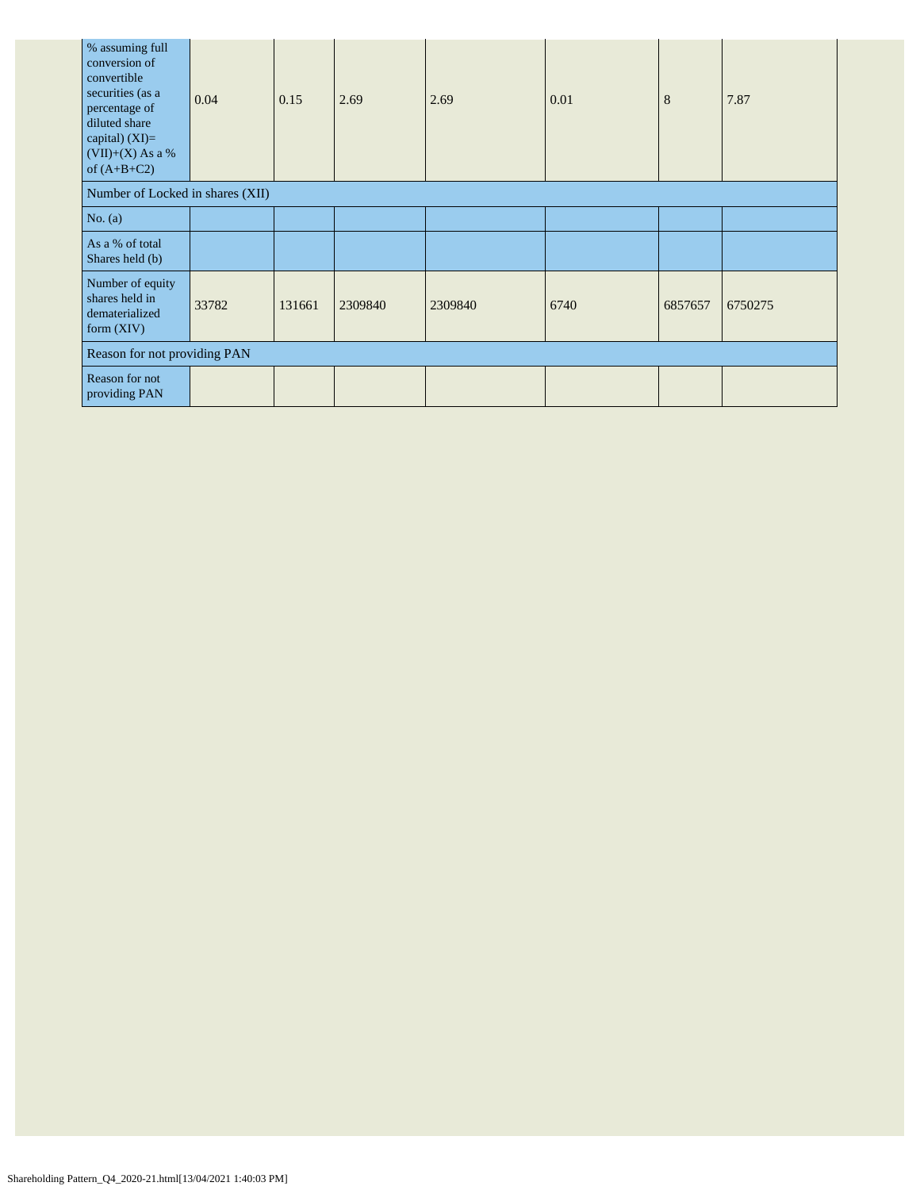| % assuming full conversion of convertible securities (as a percentage of diluted share capital) (XI)= (VII)+(X) As a % of (A+B+C2) | 0.04 | 0.15 | 2.69 | 2.69 | 0.01 | 8 | 7.87 |
|---|---|---|---|---|---|---|---|
| Number of Locked in shares (XII) | | | | | | | |
| No. (a) | | | | | | | |
| As a % of total Shares held (b) | | | | | | | |
| Number of equity shares held in dematerialized form (XIV) | 33782 | 131661 | 2309840 | 2309840 | 6740 | 6857657 | 6750275 |
| Reason for not providing PAN | | | | | | | |
| Reason for not providing PAN | | | | | | | |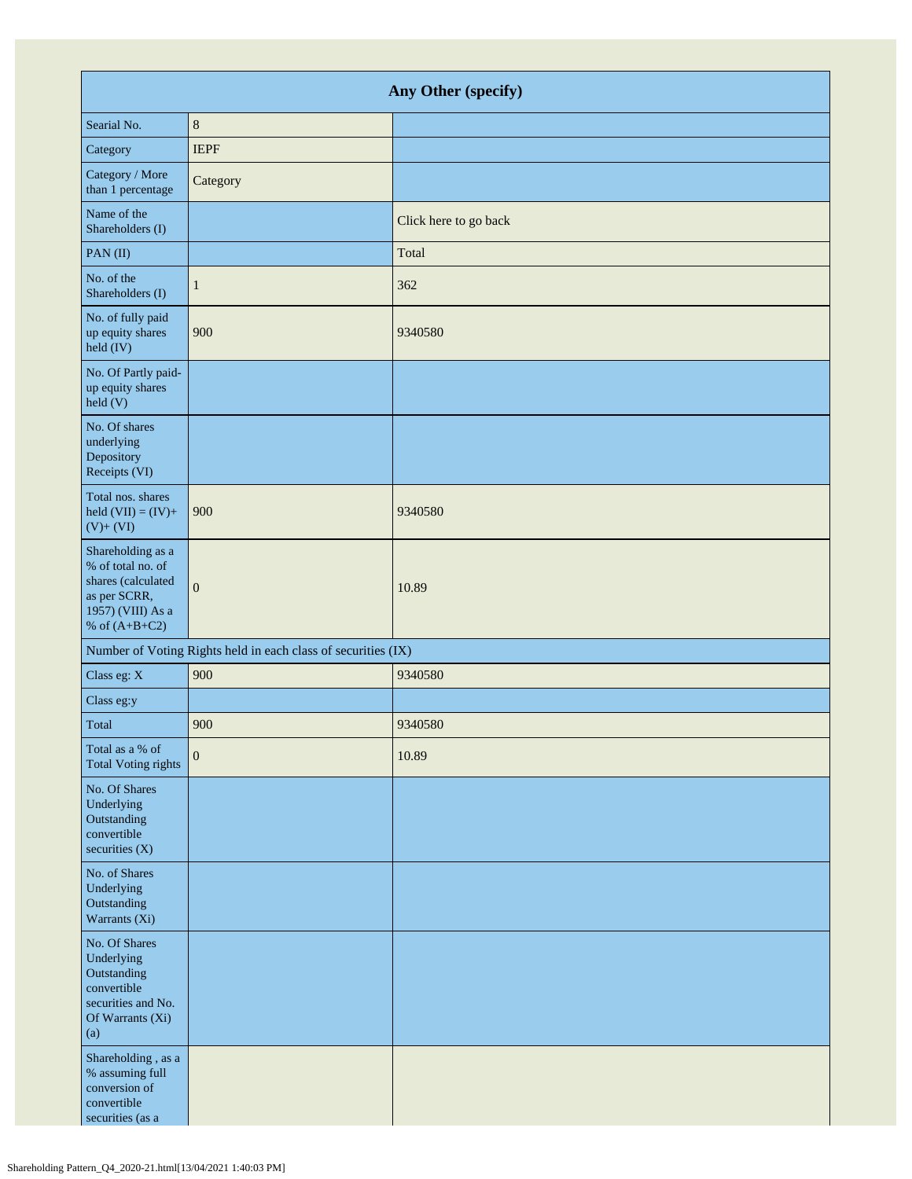| Any Other (specify) | | |
|---|---|---|
| Searial No. | 8 | |
| Category | IEPF | |
| Category / More than 1 percentage | Category | |
| Name of the Shareholders (I) | | Click here to go back |
| PAN (II) | | Total |
| No. of the Shareholders (I) | 1 | 362 |
| No. of fully paid up equity shares held (IV) | 900 | 9340580 |
| No. Of Partly paid-up equity shares held (V) | | |
| No. Of shares underlying Depository Receipts (VI) | | |
| Total nos. shares held (VII) = (IV)+ (V)+ (VI) | 900 | 9340580 |
| Shareholding as a % of total no. of shares (calculated as per SCRR, 1957) (VIII) As a % of (A+B+C2) | 0 | 10.89 |
| Number of Voting Rights held in each class of securities (IX) | | |
| Class eg: X | 900 | 9340580 |
| Class eg:y | | |
| Total | 900 | 9340580 |
| Total as a % of Total Voting rights | 0 | 10.89 |
| No. Of Shares Underlying Outstanding convertible securities (X) | | |
| No. of Shares Underlying Outstanding Warrants (Xi) | | |
| No. Of Shares Underlying Outstanding convertible securities and No. Of Warrants (Xi) (a) | | |
| Shareholding , as a % assuming full conversion of convertible securities (as a | | |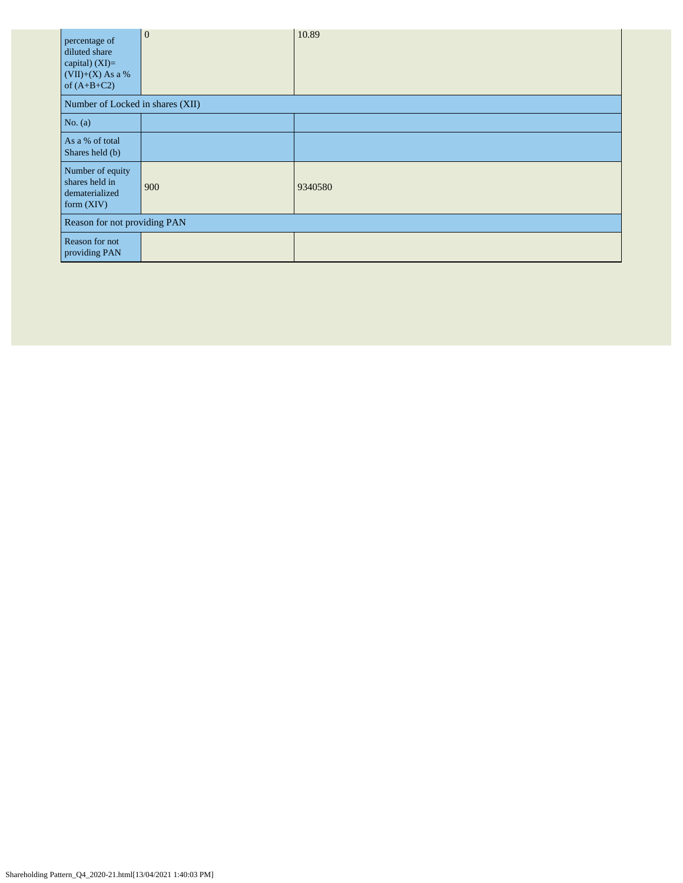| percentage of diluted share capital) (XI)= (VII)+(X) As a % of (A+B+C2) | 0 | 10.89 |
|---|---|---|
| Number of Locked in shares (XII) | | |
| No. (a) | | |
| As a % of total Shares held (b) | | |
| Number of equity shares held in dematerialized form (XIV) | 900 | 9340580 |
| Reason for not providing PAN | | |
| Reason for not providing PAN | | |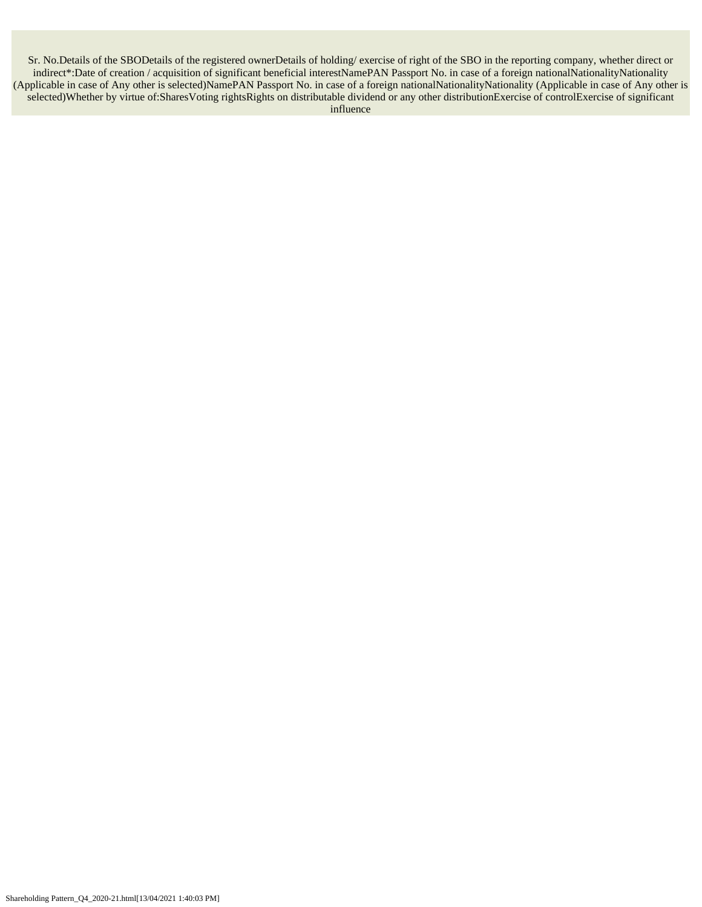Sr. No.Details of the SBODetails of the registered ownerDetails of holding/ exercise of right of the SBO in the reporting company, whether direct or indirect*:Date of creation / acquisition of significant beneficial interestNamePAN Passport No. in case of a foreign nationalNationalityNationality (Applicable in case of Any other is selected)NamePAN Passport No. in case of a foreign nationalNationalityNationality (Applicable in case of Any other is selected)Whether by virtue of:SharesVoting rightsRights on distributable dividend or any other distributionExercise of controlExercise of significant influence